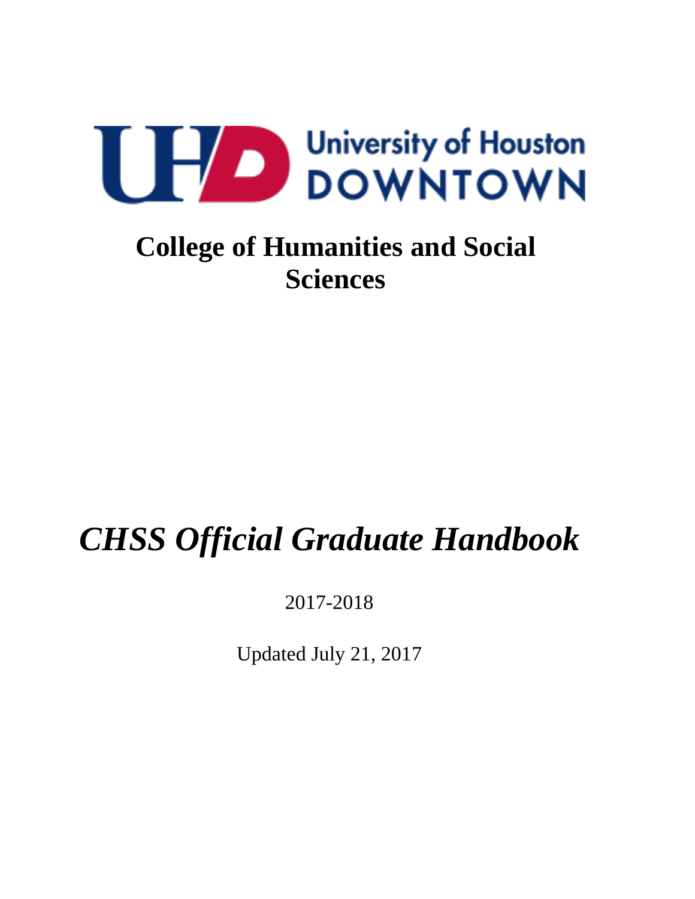University of Houston DOWNTOWN

# College of Humanities and Social Sciences

# *CHSS Official Graduate Handbook*

2017-2018

Updated July 21, 2017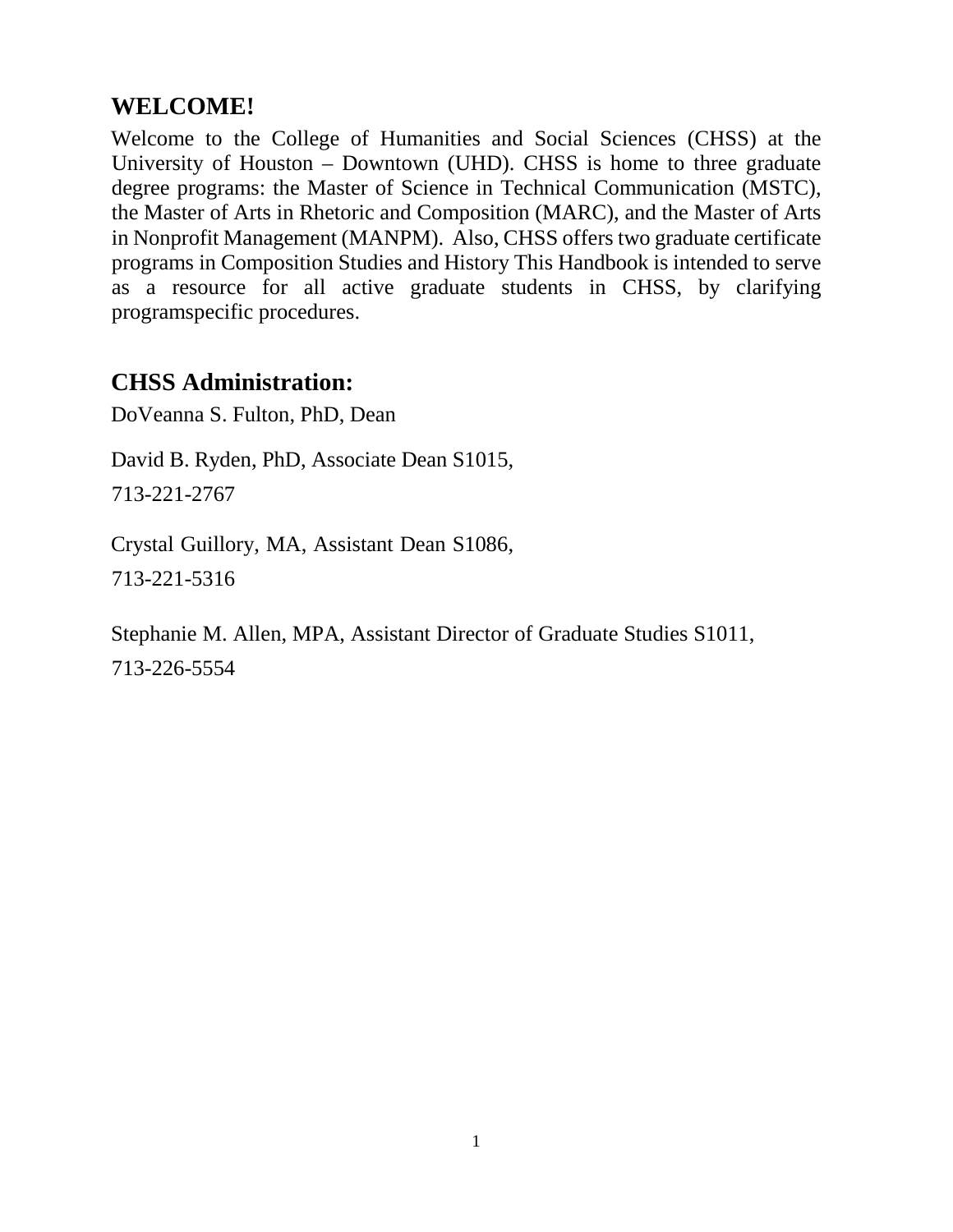## WELCOME!

Welcome to the College of Humanities and Social Sciences (CHSS) at the University of Houston – Downtown (UHD). CHSS is home to three graduate degree programs: the Master of Science in Technical Communication (MSTC), the Master of Arts in Rhetoric and Composition (MARC), and the Master of Arts in Nonprofit Management (MANPM). Also, CHSS offers two graduate certificate programs in Composition Studies and History This Handbook is intended to serve as a resource for all active graduate students in CHSS, by clarifying programspecific procedures.

## CHSS Administration:

DoVeanna S. Fulton, PhD, Dean

David B. Ryden, PhD, Associate Dean S1015,
713-221-2767

Crystal Guillory, MA, Assistant Dean S1086,
713-221-5316

Stephanie M. Allen, MPA, Assistant Director of Graduate Studies S1011,
713-226-5554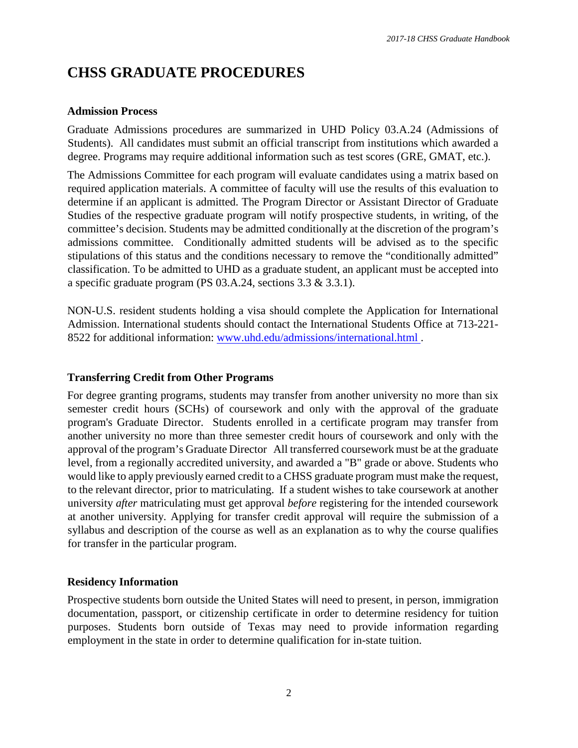# CHSS GRADUATE PROCEDURES

### Admission Process

Graduate Admissions procedures are summarized in UHD Policy 03.A.24 (Admissions of Students). All candidates must submit an official transcript from institutions which awarded a degree. Programs may require additional information such as test scores (GRE, GMAT, etc.).

The Admissions Committee for each program will evaluate candidates using a matrix based on required application materials. A committee of faculty will use the results of this evaluation to determine if an applicant is admitted. The Program Director or Assistant Director of Graduate Studies of the respective graduate program will notify prospective students, in writing, of the committee's decision. Students may be admitted conditionally at the discretion of the program's admissions committee. Conditionally admitted students will be advised as to the specific stipulations of this status and the conditions necessary to remove the "conditionally admitted" classification. To be admitted to UHD as a graduate student, an applicant must be accepted into a specific graduate program (PS 03.A.24, sections 3.3 & 3.3.1).

NON-U.S. resident students holding a visa should complete the Application for International Admission. International students should contact the International Students Office at 713-221-8522 for additional information: [www.uhd.edu/admissions/international.html](www.uhd.edu/admissions/international.html) .

### Transferring Credit from Other Programs

For degree granting programs, students may transfer from another university no more than six semester credit hours (SCHs) of coursework and only with the approval of the graduate program's Graduate Director. Students enrolled in a certificate program may transfer from another university no more than three semester credit hours of coursework and only with the approval of the program's Graduate Director All transferred coursework must be at the graduate level, from a regionally accredited university, and awarded a "B" grade or above. Students who would like to apply previously earned credit to a CHSS graduate program must make the request, to the relevant director, prior to matriculating. If a student wishes to take coursework at another university *after* matriculating must get approval *before* registering for the intended coursework at another university. Applying for transfer credit approval will require the submission of a syllabus and description of the course as well as an explanation as to why the course qualifies for transfer in the particular program.

### Residency Information

Prospective students born outside the United States will need to present, in person, immigration documentation, passport, or citizenship certificate in order to determine residency for tuition purposes. Students born outside of Texas may need to provide information regarding employment in the state in order to determine qualification for in-state tuition.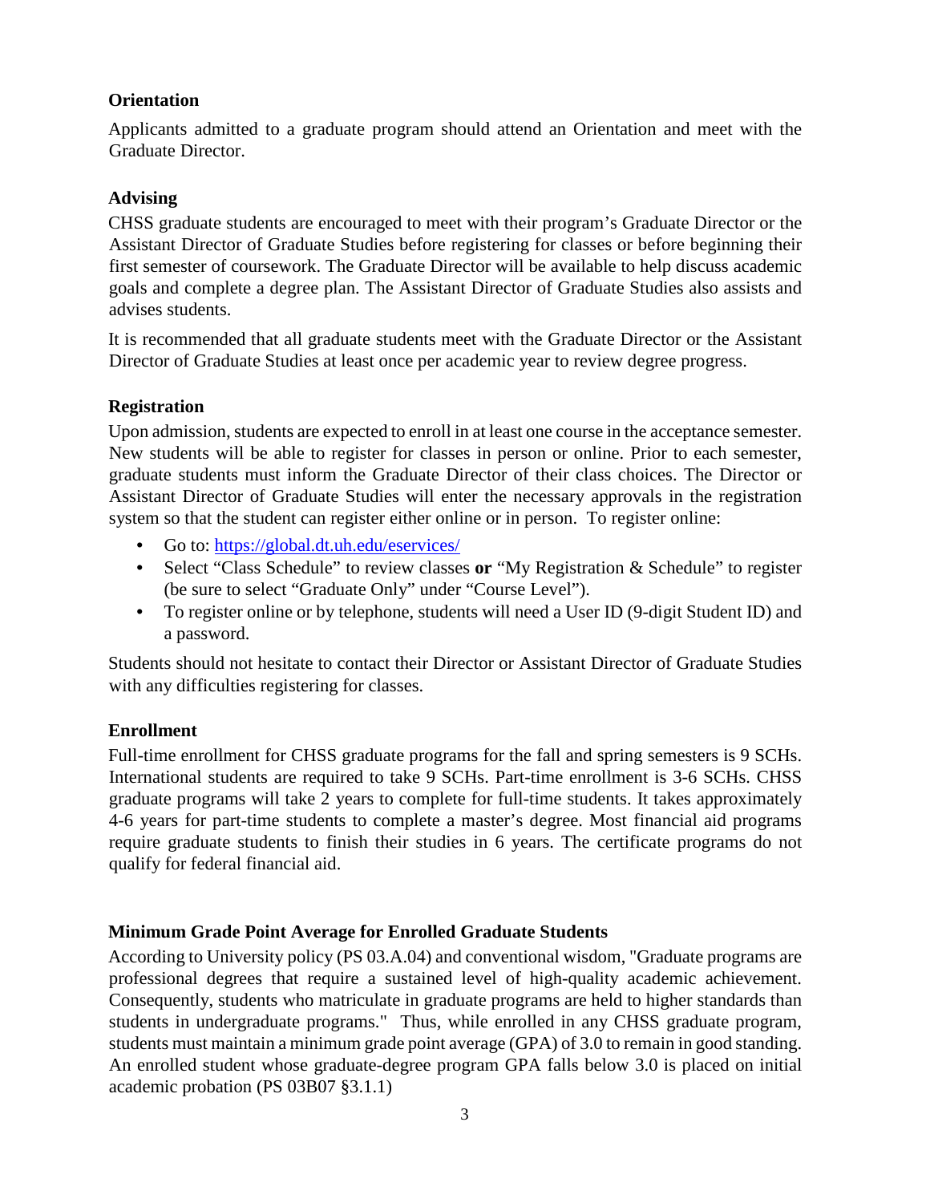### Orientation

Applicants admitted to a graduate program should attend an Orientation and meet with the Graduate Director.

### Advising

CHSS graduate students are encouraged to meet with their program's Graduate Director or the Assistant Director of Graduate Studies before registering for classes or before beginning their first semester of coursework. The Graduate Director will be available to help discuss academic goals and complete a degree plan. The Assistant Director of Graduate Studies also assists and advises students.

It is recommended that all graduate students meet with the Graduate Director or the Assistant Director of Graduate Studies at least once per academic year to review degree progress.

### Registration

Upon admission, students are expected to enroll in at least one course in the acceptance semester. New students will be able to register for classes in person or online. Prior to each semester, graduate students must inform the Graduate Director of their class choices. The Director or Assistant Director of Graduate Studies will enter the necessary approvals in the registration system so that the student can register either online or in person. To register online:

- Go to: [https://global.dt.uh.edu/eservices/](https://global.dt.uh.edu/eservices/)
- Select "Class Schedule" to review classes **or** "My Registration & Schedule" to register (be sure to select "Graduate Only" under "Course Level").
- To register online or by telephone, students will need a User ID (9-digit Student ID) and a password.

Students should not hesitate to contact their Director or Assistant Director of Graduate Studies with any difficulties registering for classes.

### Enrollment

Full-time enrollment for CHSS graduate programs for the fall and spring semesters is 9 SCHs. International students are required to take 9 SCHs. Part-time enrollment is 3-6 SCHs. CHSS graduate programs will take 2 years to complete for full-time students. It takes approximately 4-6 years for part-time students to complete a master's degree. Most financial aid programs require graduate students to finish their studies in 6 years. The certificate programs do not qualify for federal financial aid.

### Minimum Grade Point Average for Enrolled Graduate Students

According to University policy (PS 03.A.04) and conventional wisdom, "Graduate programs are professional degrees that require a sustained level of high-quality academic achievement. Consequently, students who matriculate in graduate programs are held to higher standards than students in undergraduate programs." Thus, while enrolled in any CHSS graduate program, students must maintain a minimum grade point average (GPA) of 3.0 to remain in good standing. An enrolled student whose graduate-degree program GPA falls below 3.0 is placed on initial academic probation (PS 03B07 §3.1.1)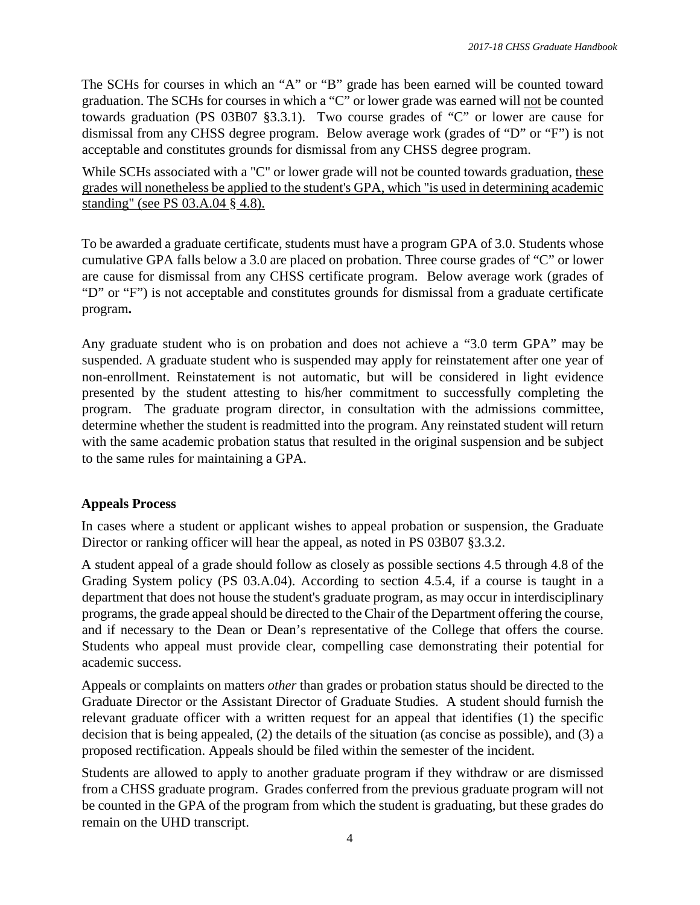The SCHs for courses in which an "A" or "B" grade has been earned will be counted toward graduation. The SCHs for courses in which a "C" or lower grade was earned will <u>not</u> be counted towards graduation (PS 03B07 §3.3.1). Two course grades of "C" or lower are cause for dismissal from any CHSS degree program. Below average work (grades of "D" or "F") is not acceptable and constitutes grounds for dismissal from any CHSS degree program.

While SCHs associated with a "C" or lower grade will not be counted towards graduation, <u>these grades will nonetheless be applied to the student's GPA, which "is used in determining academic standing" (see PS 03.A.04 § 4.8).</u>

To be awarded a graduate certificate, students must have a program GPA of 3.0. Students whose cumulative GPA falls below a 3.0 are placed on probation. Three course grades of "C" or lower are cause for dismissal from any CHSS certificate program. Below average work (grades of "D" or "F") is not acceptable and constitutes grounds for dismissal from a graduate certificate program**.**

Any graduate student who is on probation and does not achieve a "3.0 term GPA" may be suspended. A graduate student who is suspended may apply for reinstatement after one year of non-enrollment. Reinstatement is not automatic, but will be considered in light evidence presented by the student attesting to his/her commitment to successfully completing the program. The graduate program director, in consultation with the admissions committee, determine whether the student is readmitted into the program. Any reinstated student will return with the same academic probation status that resulted in the original suspension and be subject to the same rules for maintaining a GPA.

**Appeals Process**

In cases where a student or applicant wishes to appeal probation or suspension, the Graduate Director or ranking officer will hear the appeal, as noted in PS 03B07 §3.3.2.

A student appeal of a grade should follow as closely as possible sections 4.5 through 4.8 of the Grading System policy (PS 03.A.04). According to section 4.5.4, if a course is taught in a department that does not house the student's graduate program, as may occur in interdisciplinary programs, the grade appeal should be directed to the Chair of the Department offering the course, and if necessary to the Dean or Dean's representative of the College that offers the course. Students who appeal must provide clear, compelling case demonstrating their potential for academic success.

Appeals or complaints on matters *other* than grades or probation status should be directed to the Graduate Director or the Assistant Director of Graduate Studies. A student should furnish the relevant graduate officer with a written request for an appeal that identifies (1) the specific decision that is being appealed, (2) the details of the situation (as concise as possible), and (3) a proposed rectification. Appeals should be filed within the semester of the incident.

Students are allowed to apply to another graduate program if they withdraw or are dismissed from a CHSS graduate program. Grades conferred from the previous graduate program will not be counted in the GPA of the program from which the student is graduating, but these grades do remain on the UHD transcript.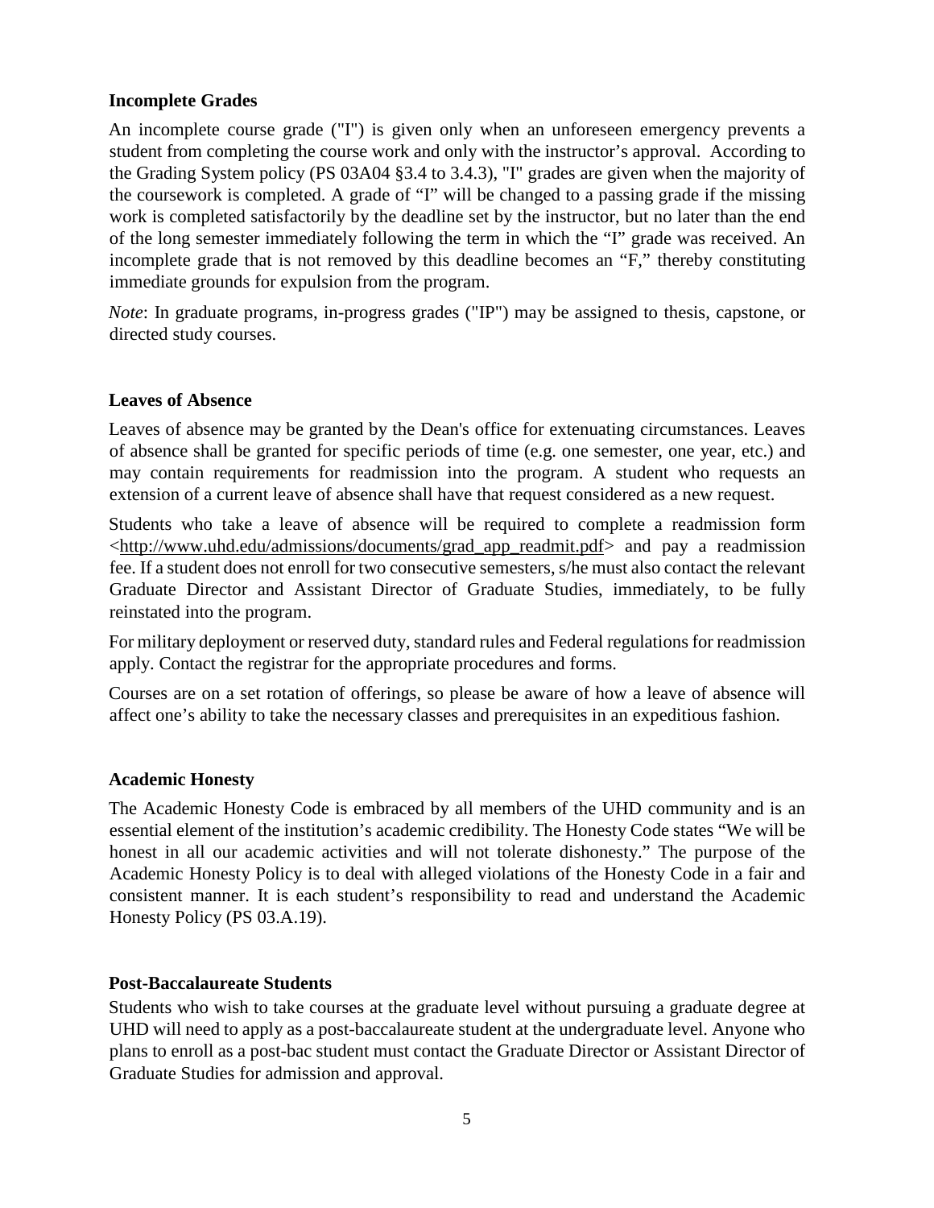### Incomplete Grades

An incomplete course grade ("I") is given only when an unforeseen emergency prevents a student from completing the course work and only with the instructor's approval. According to the Grading System policy (PS 03A04 §3.4 to 3.4.3), "I" grades are given when the majority of the coursework is completed. A grade of "I" will be changed to a passing grade if the missing work is completed satisfactorily by the deadline set by the instructor, but no later than the end of the long semester immediately following the term in which the "I" grade was received. An incomplete grade that is not removed by this deadline becomes an "F," thereby constituting immediate grounds for expulsion from the program.

*Note*: In graduate programs, in-progress grades ("IP") may be assigned to thesis, capstone, or directed study courses.

### Leaves of Absence

Leaves of absence may be granted by the Dean's office for extenuating circumstances. Leaves of absence shall be granted for specific periods of time (e.g. one semester, one year, etc.) and may contain requirements for readmission into the program. A student who requests an extension of a current leave of absence shall have that request considered as a new request.

Students who take a leave of absence will be required to complete a readmission form <http://www.uhd.edu/admissions/documents/grad_app_readmit.pdf> and pay a readmission fee. If a student does not enroll for two consecutive semesters, s/he must also contact the relevant Graduate Director and Assistant Director of Graduate Studies, immediately, to be fully reinstated into the program.

For military deployment or reserved duty, standard rules and Federal regulations for readmission apply. Contact the registrar for the appropriate procedures and forms.

Courses are on a set rotation of offerings, so please be aware of how a leave of absence will affect one's ability to take the necessary classes and prerequisites in an expeditious fashion.

### Academic Honesty

The Academic Honesty Code is embraced by all members of the UHD community and is an essential element of the institution's academic credibility. The Honesty Code states "We will be honest in all our academic activities and will not tolerate dishonesty." The purpose of the Academic Honesty Policy is to deal with alleged violations of the Honesty Code in a fair and consistent manner. It is each student's responsibility to read and understand the Academic Honesty Policy (PS 03.A.19).

### Post-Baccalaureate Students

Students who wish to take courses at the graduate level without pursuing a graduate degree at UHD will need to apply as a post-baccalaureate student at the undergraduate level. Anyone who plans to enroll as a post-bac student must contact the Graduate Director or Assistant Director of Graduate Studies for admission and approval.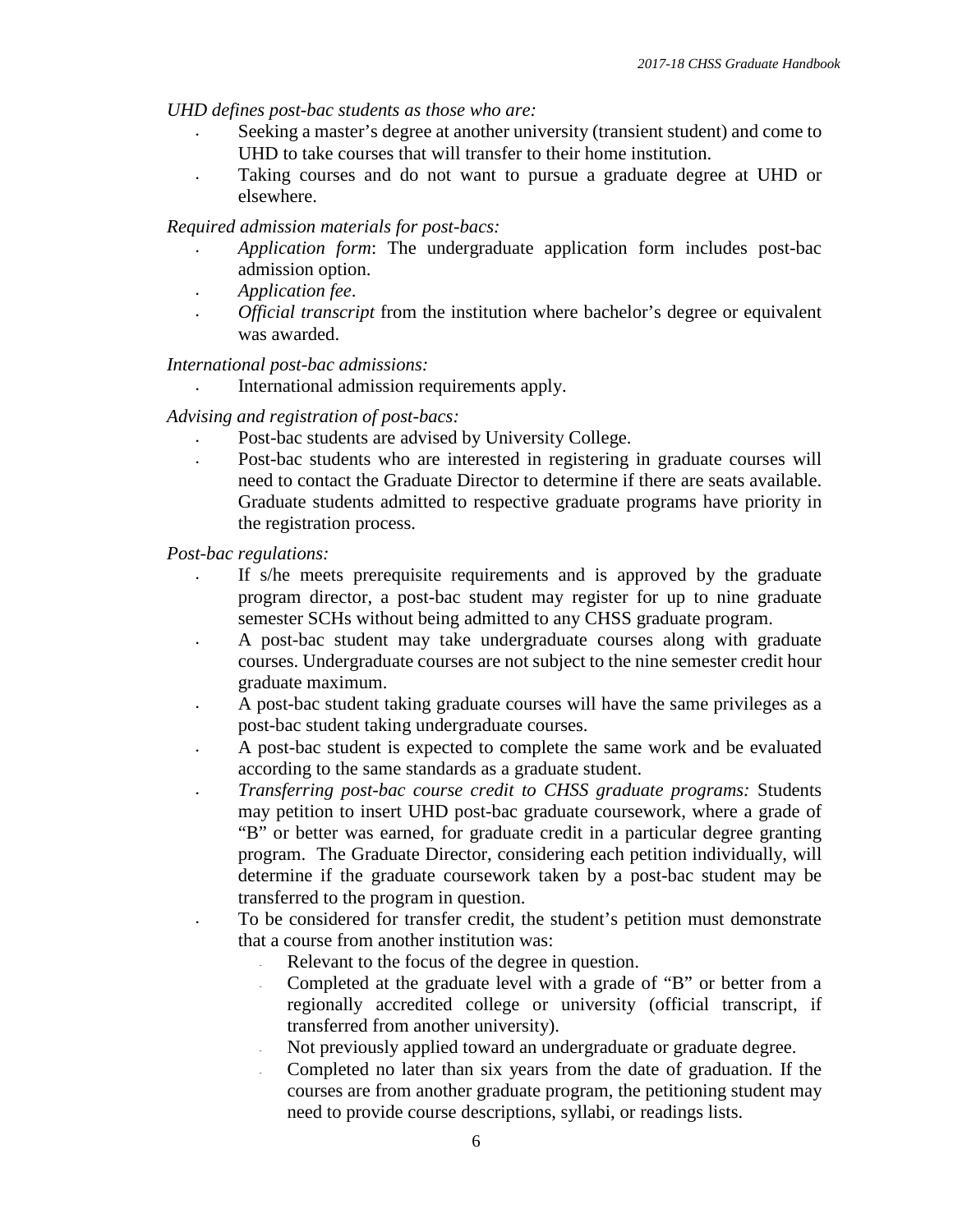*UHD defines post-bac students as those who are:*

- Seeking a master's degree at another university (transient student) and come to UHD to take courses that will transfer to their home institution.
- Taking courses and do not want to pursue a graduate degree at UHD or elsewhere.

*Required admission materials for post-bacs:*

- *Application form*: The undergraduate application form includes post-bac admission option.
- *Application fee*.
- *Official transcript* from the institution where bachelor's degree or equivalent was awarded.

*International post-bac admissions:*

- International admission requirements apply.

*Advising and registration of post-bacs:*

- Post-bac students are advised by University College.
- Post-bac students who are interested in registering in graduate courses will need to contact the Graduate Director to determine if there are seats available. Graduate students admitted to respective graduate programs have priority in the registration process.

*Post-bac regulations:*

- If s/he meets prerequisite requirements and is approved by the graduate program director, a post-bac student may register for up to nine graduate semester SCHs without being admitted to any CHSS graduate program.
- A post-bac student may take undergraduate courses along with graduate courses. Undergraduate courses are not subject to the nine semester credit hour graduate maximum.
- A post-bac student taking graduate courses will have the same privileges as a post-bac student taking undergraduate courses.
- A post-bac student is expected to complete the same work and be evaluated according to the same standards as a graduate student.
- *Transferring post-bac course credit to CHSS graduate programs:* Students may petition to insert UHD post-bac graduate coursework, where a grade of "B" or better was earned, for graduate credit in a particular degree granting program. The Graduate Director, considering each petition individually, will determine if the graduate coursework taken by a post-bac student may be transferred to the program in question.
- To be considered for transfer credit, the student's petition must demonstrate that a course from another institution was:
  - Relevant to the focus of the degree in question.
  - Completed at the graduate level with a grade of "B" or better from a regionally accredited college or university (official transcript, if transferred from another university).
  - Not previously applied toward an undergraduate or graduate degree.
  - Completed no later than six years from the date of graduation. If the courses are from another graduate program, the petitioning student may need to provide course descriptions, syllabi, or readings lists.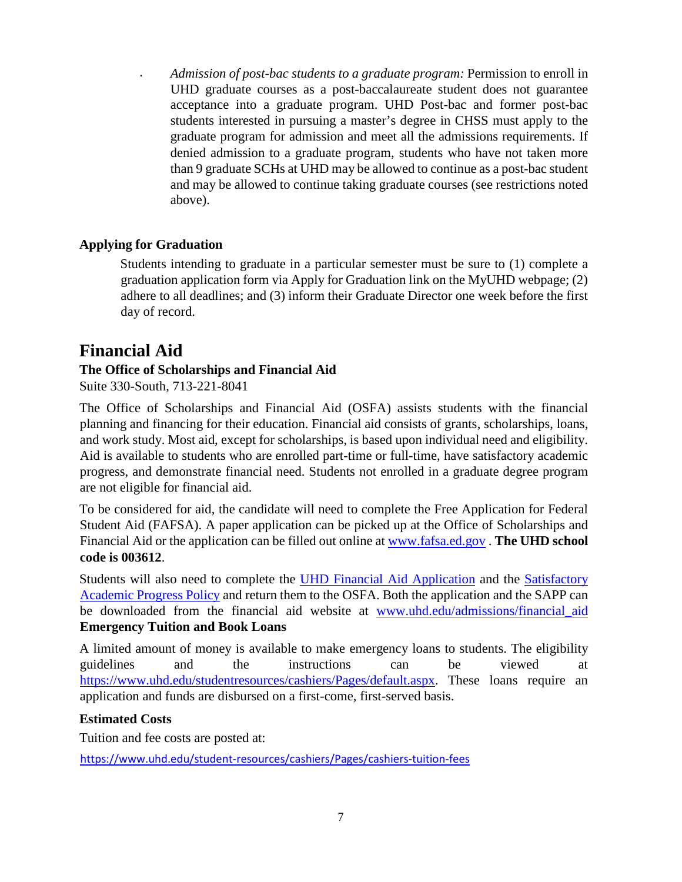- *Admission of post-bac students to a graduate program:* Permission to enroll in UHD graduate courses as a post-baccalaureate student does not guarantee acceptance into a graduate program. UHD Post-bac and former post-bac students interested in pursuing a master's degree in CHSS must apply to the graduate program for admission and meet all the admissions requirements. If denied admission to a graduate program, students who have not taken more than 9 graduate SCHs at UHD may be allowed to continue as a post-bac student and may be allowed to continue taking graduate courses (see restrictions noted above).

### Applying for Graduation

Students intending to graduate in a particular semester must be sure to (1) complete a graduation application form via Apply for Graduation link on the MyUHD webpage; (2) adhere to all deadlines; and (3) inform their Graduate Director one week before the first day of record.

## Financial Aid

### The Office of Scholarships and Financial Aid

Suite 330-South, 713-221-8041

The Office of Scholarships and Financial Aid (OSFA) assists students with the financial planning and financing for their education. Financial aid consists of grants, scholarships, loans, and work study. Most aid, except for scholarships, is based upon individual need and eligibility. Aid is available to students who are enrolled part-time or full-time, have satisfactory academic progress, and demonstrate financial need. Students not enrolled in a graduate degree program are not eligible for financial aid.

To be considered for aid, the candidate will need to complete the Free Application for Federal Student Aid (FAFSA). A paper application can be picked up at the Office of Scholarships and Financial Aid or the application can be filled out online at [www.fafsa.ed.gov](http://www.fafsa.ed.gov) . **The UHD school code is 003612**.

Students will also need to complete the UHD Financial Aid Application and the Satisfactory Academic Progress Policy and return them to the OSFA. Both the application and the SAPP can be downloaded from the financial aid website at [www.uhd.edu/admissions/financial_aid](http://www.uhd.edu/admissions/financial_aid)

### Emergency Tuition and Book Loans

A limited amount of money is available to make emergency loans to students. The eligibility guidelines and the instructions can be viewed at https://www.uhd.edu/studentresources/cashiers/Pages/default.aspx. These loans require an application and funds are disbursed on a first-come, first-served basis.

### Estimated Costs

Tuition and fee costs are posted at:

https://www.uhd.edu/student-resources/cashiers/Pages/cashiers-tuition-fees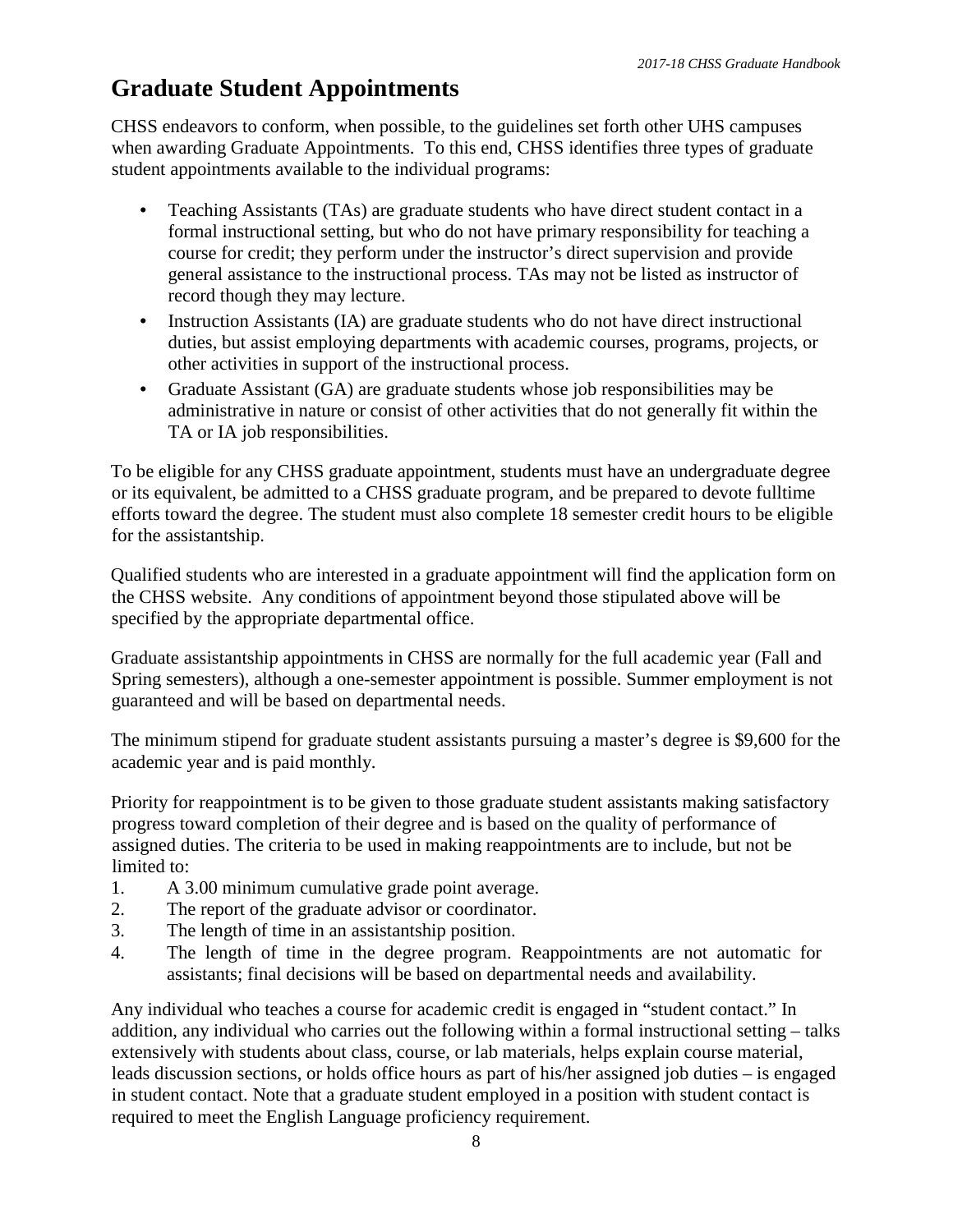# Graduate Student Appointments

CHSS endeavors to conform, when possible, to the guidelines set forth other UHS campuses when awarding Graduate Appointments. To this end, CHSS identifies three types of graduate student appointments available to the individual programs:

- Teaching Assistants (TAs) are graduate students who have direct student contact in a formal instructional setting, but who do not have primary responsibility for teaching a course for credit; they perform under the instructor's direct supervision and provide general assistance to the instructional process. TAs may not be listed as instructor of record though they may lecture.
- Instruction Assistants (IA) are graduate students who do not have direct instructional duties, but assist employing departments with academic courses, programs, projects, or other activities in support of the instructional process.
- Graduate Assistant (GA) are graduate students whose job responsibilities may be administrative in nature or consist of other activities that do not generally fit within the TA or IA job responsibilities.

To be eligible for any CHSS graduate appointment, students must have an undergraduate degree or its equivalent, be admitted to a CHSS graduate program, and be prepared to devote fulltime efforts toward the degree. The student must also complete 18 semester credit hours to be eligible for the assistantship.

Qualified students who are interested in a graduate appointment will find the application form on the CHSS website. Any conditions of appointment beyond those stipulated above will be specified by the appropriate departmental office.

Graduate assistantship appointments in CHSS are normally for the full academic year (Fall and Spring semesters), although a one-semester appointment is possible. Summer employment is not guaranteed and will be based on departmental needs.

The minimum stipend for graduate student assistants pursuing a master's degree is $9,600 for the academic year and is paid monthly.

Priority for reappointment is to be given to those graduate student assistants making satisfactory progress toward completion of their degree and is based on the quality of performance of assigned duties. The criteria to be used in making reappointments are to include, but not be limited to:

1. A 3.00 minimum cumulative grade point average.
2. The report of the graduate advisor or coordinator.
3. The length of time in an assistantship position.
4. The length of time in the degree program. Reappointments are not automatic for assistants; final decisions will be based on departmental needs and availability.

Any individual who teaches a course for academic credit is engaged in "student contact." In addition, any individual who carries out the following within a formal instructional setting – talks extensively with students about class, course, or lab materials, helps explain course material, leads discussion sections, or holds office hours as part of his/her assigned job duties – is engaged in student contact. Note that a graduate student employed in a position with student contact is required to meet the English Language proficiency requirement.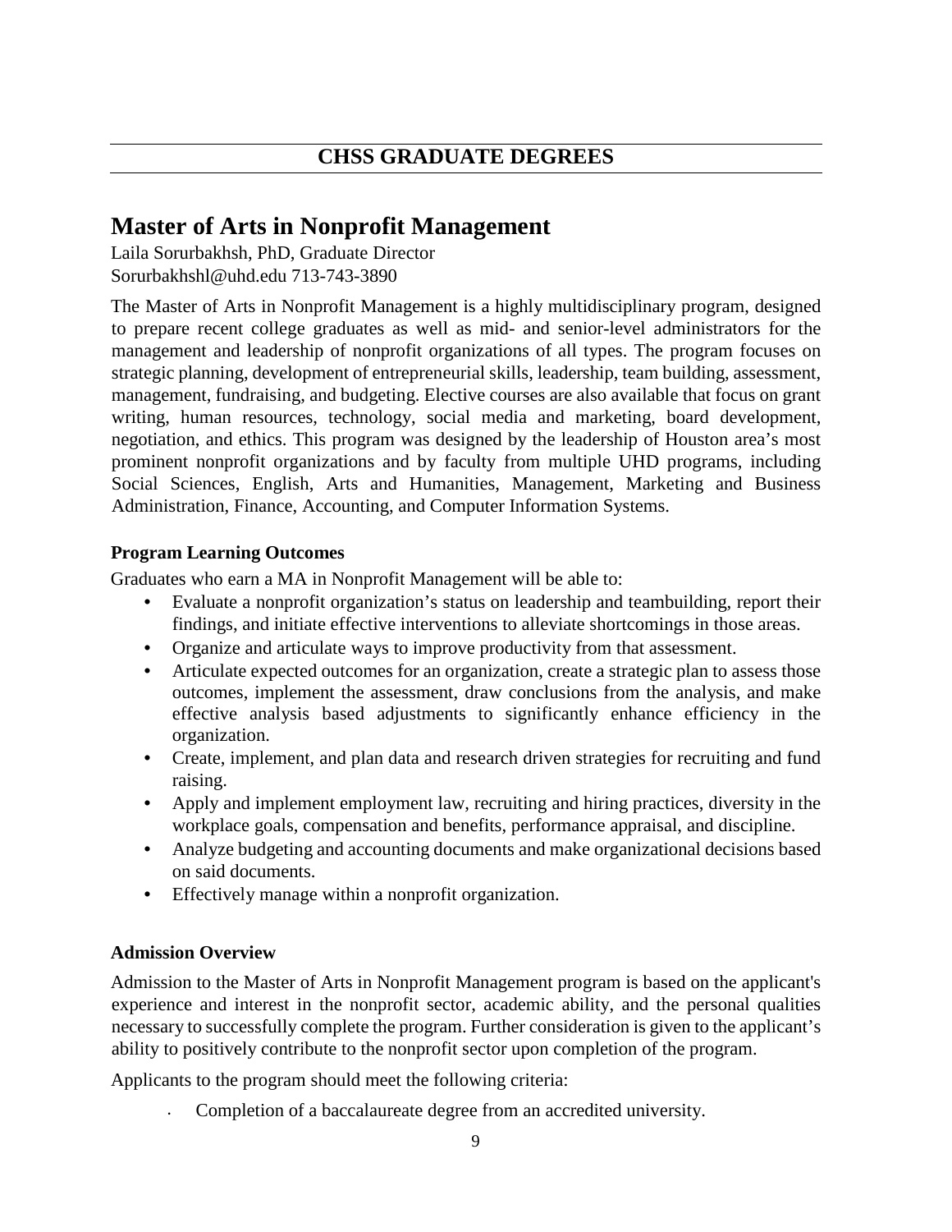# CHSS GRADUATE DEGREES

## Master of Arts in Nonprofit Management

Laila Sorurbakhsh, PhD, Graduate Director
Sorurbakhshl@uhd.edu 713-743-3890

The Master of Arts in Nonprofit Management is a highly multidisciplinary program, designed to prepare recent college graduates as well as mid- and senior-level administrators for the management and leadership of nonprofit organizations of all types. The program focuses on strategic planning, development of entrepreneurial skills, leadership, team building, assessment, management, fundraising, and budgeting. Elective courses are also available that focus on grant writing, human resources, technology, social media and marketing, board development, negotiation, and ethics. This program was designed by the leadership of Houston area's most prominent nonprofit organizations and by faculty from multiple UHD programs, including Social Sciences, English, Arts and Humanities, Management, Marketing and Business Administration, Finance, Accounting, and Computer Information Systems.

### Program Learning Outcomes

Graduates who earn a MA in Nonprofit Management will be able to:

- Evaluate a nonprofit organization's status on leadership and teambuilding, report their findings, and initiate effective interventions to alleviate shortcomings in those areas.
- Organize and articulate ways to improve productivity from that assessment.
- Articulate expected outcomes for an organization, create a strategic plan to assess those outcomes, implement the assessment, draw conclusions from the analysis, and make effective analysis based adjustments to significantly enhance efficiency in the organization.
- Create, implement, and plan data and research driven strategies for recruiting and fund raising.
- Apply and implement employment law, recruiting and hiring practices, diversity in the workplace goals, compensation and benefits, performance appraisal, and discipline.
- Analyze budgeting and accounting documents and make organizational decisions based on said documents.
- Effectively manage within a nonprofit organization.

### Admission Overview

Admission to the Master of Arts in Nonprofit Management program is based on the applicant's experience and interest in the nonprofit sector, academic ability, and the personal qualities necessary to successfully complete the program. Further consideration is given to the applicant's ability to positively contribute to the nonprofit sector upon completion of the program.

Applicants to the program should meet the following criteria:

- Completion of a baccalaureate degree from an accredited university.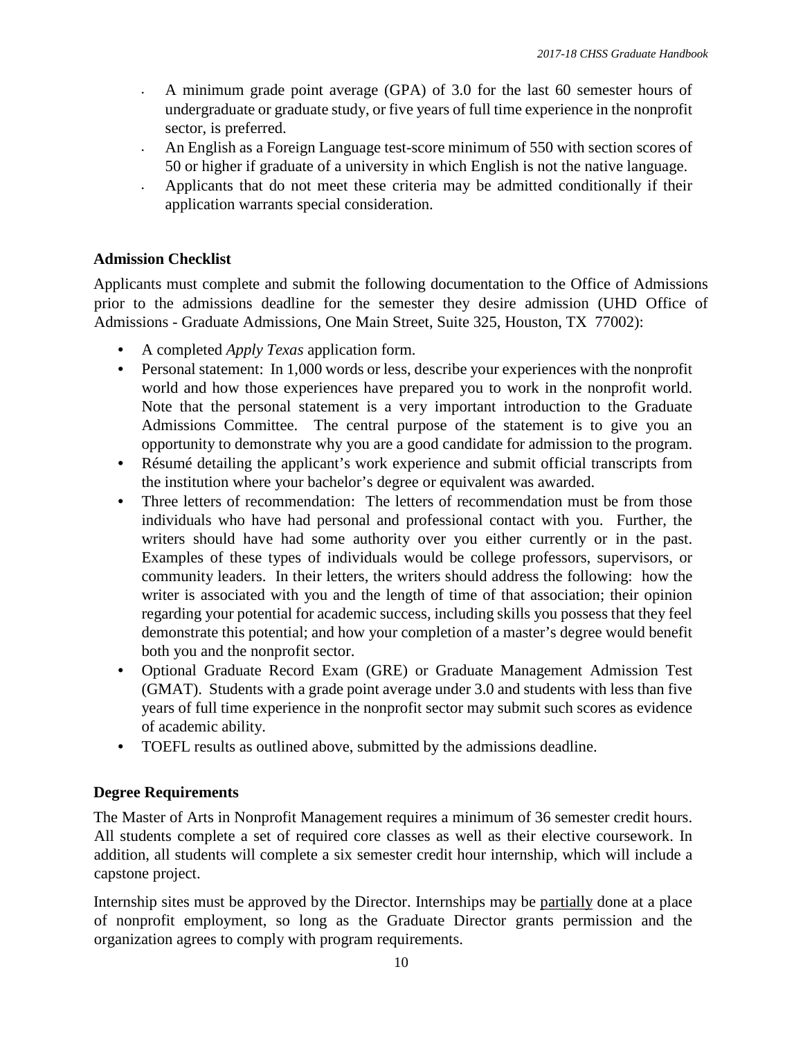- A minimum grade point average (GPA) of 3.0 for the last 60 semester hours of undergraduate or graduate study, or five years of full time experience in the nonprofit sector, is preferred.
- An English as a Foreign Language test-score minimum of 550 with section scores of 50 or higher if graduate of a university in which English is not the native language.
- Applicants that do not meet these criteria may be admitted conditionally if their application warrants special consideration.

**Admission Checklist**

Applicants must complete and submit the following documentation to the Office of Admissions prior to the admissions deadline for the semester they desire admission (UHD Office of Admissions - Graduate Admissions, One Main Street, Suite 325, Houston, TX 77002):

- A completed *Apply Texas* application form.
- Personal statement: In 1,000 words or less, describe your experiences with the nonprofit world and how those experiences have prepared you to work in the nonprofit world. Note that the personal statement is a very important introduction to the Graduate Admissions Committee. The central purpose of the statement is to give you an opportunity to demonstrate why you are a good candidate for admission to the program.
- Résumé detailing the applicant's work experience and submit official transcripts from the institution where your bachelor's degree or equivalent was awarded.
- Three letters of recommendation: The letters of recommendation must be from those individuals who have had personal and professional contact with you. Further, the writers should have had some authority over you either currently or in the past. Examples of these types of individuals would be college professors, supervisors, or community leaders. In their letters, the writers should address the following: how the writer is associated with you and the length of time of that association; their opinion regarding your potential for academic success, including skills you possess that they feel demonstrate this potential; and how your completion of a master's degree would benefit both you and the nonprofit sector.
- Optional Graduate Record Exam (GRE) or Graduate Management Admission Test (GMAT). Students with a grade point average under 3.0 and students with less than five years of full time experience in the nonprofit sector may submit such scores as evidence of academic ability.
- TOEFL results as outlined above, submitted by the admissions deadline.

**Degree Requirements**

The Master of Arts in Nonprofit Management requires a minimum of 36 semester credit hours. All students complete a set of required core classes as well as their elective coursework. In addition, all students will complete a six semester credit hour internship, which will include a capstone project.

Internship sites must be approved by the Director. Internships may be <u>partially</u> done at a place of nonprofit employment, so long as the Graduate Director grants permission and the organization agrees to comply with program requirements.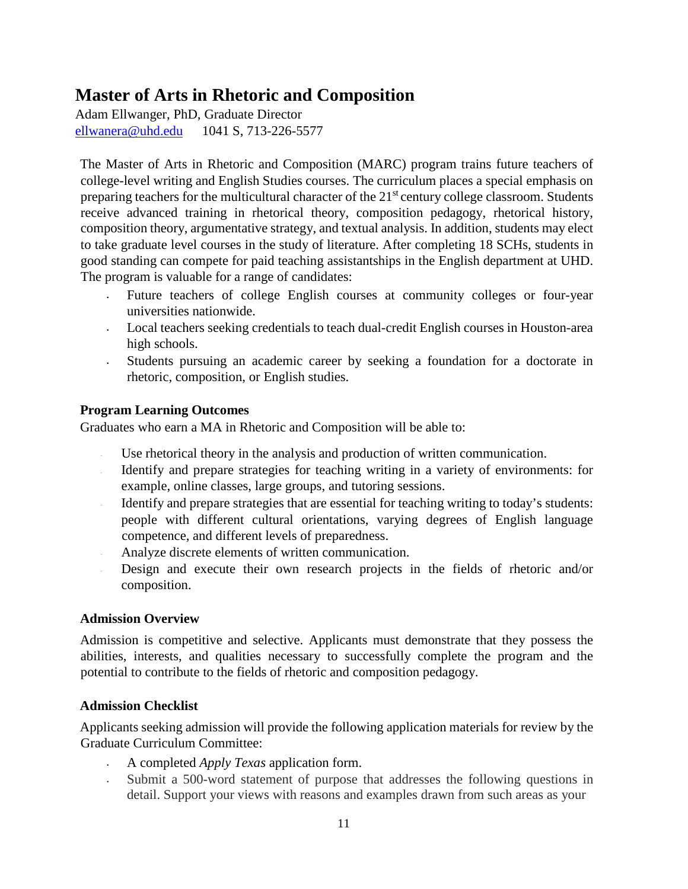# Master of Arts in Rhetoric and Composition

Adam Ellwanger, PhD, Graduate Director
ellwanera@uhd.edu    1041 S, 713-226-5577

The Master of Arts in Rhetoric and Composition (MARC) program trains future teachers of college-level writing and English Studies courses. The curriculum places a special emphasis on preparing teachers for the multicultural character of the 21st century college classroom. Students receive advanced training in rhetorical theory, composition pedagogy, rhetorical history, composition theory, argumentative strategy, and textual analysis. In addition, students may elect to take graduate level courses in the study of literature. After completing 18 SCHs, students in good standing can compete for paid teaching assistantships in the English department at UHD. The program is valuable for a range of candidates:

- Future teachers of college English courses at community colleges or four-year universities nationwide.
- Local teachers seeking credentials to teach dual-credit English courses in Houston-area high schools.
- Students pursuing an academic career by seeking a foundation for a doctorate in rhetoric, composition, or English studies.

### Program Learning Outcomes

Graduates who earn a MA in Rhetoric and Composition will be able to:

- Use rhetorical theory in the analysis and production of written communication.
- Identify and prepare strategies for teaching writing in a variety of environments: for example, online classes, large groups, and tutoring sessions.
- Identify and prepare strategies that are essential for teaching writing to today's students: people with different cultural orientations, varying degrees of English language competence, and different levels of preparedness.
- Analyze discrete elements of written communication.
- Design and execute their own research projects in the fields of rhetoric and/or composition.

### Admission Overview

Admission is competitive and selective. Applicants must demonstrate that they possess the abilities, interests, and qualities necessary to successfully complete the program and the potential to contribute to the fields of rhetoric and composition pedagogy.

### Admission Checklist

Applicants seeking admission will provide the following application materials for review by the Graduate Curriculum Committee:

- A completed *Apply Texas* application form.
- Submit a 500-word statement of purpose that addresses the following questions in detail. Support your views with reasons and examples drawn from such areas as your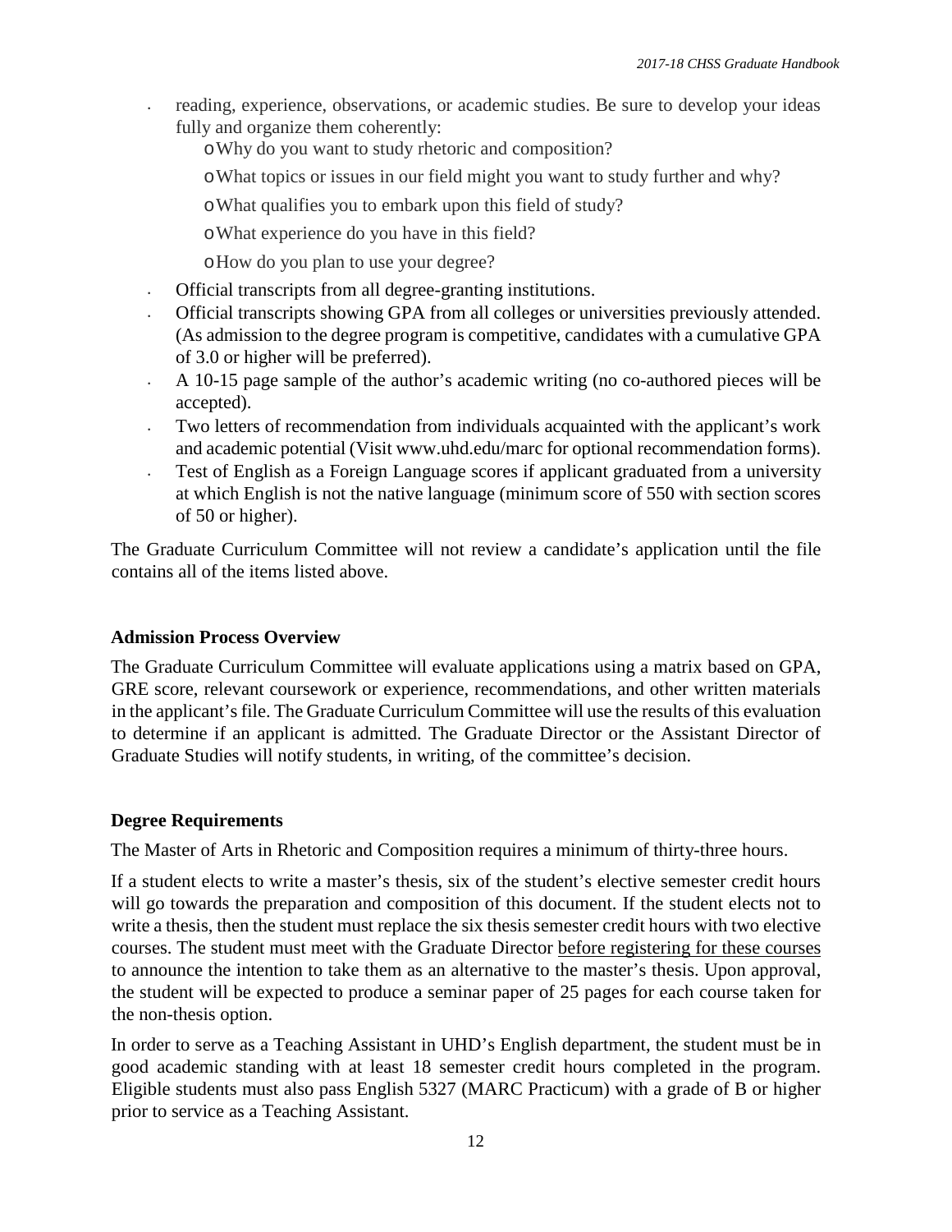- reading, experience, observations, or academic studies. Be sure to develop your ideas fully and organize them coherently:
  - Why do you want to study rhetoric and composition?
  - What topics or issues in our field might you want to study further and why?
  - What qualifies you to embark upon this field of study?
  - What experience do you have in this field?
  - How do you plan to use your degree?
- Official transcripts from all degree-granting institutions.
- Official transcripts showing GPA from all colleges or universities previously attended. (As admission to the degree program is competitive, candidates with a cumulative GPA of 3.0 or higher will be preferred).
- A 10-15 page sample of the author's academic writing (no co-authored pieces will be accepted).
- Two letters of recommendation from individuals acquainted with the applicant's work and academic potential (Visit www.uhd.edu/marc for optional recommendation forms).
- Test of English as a Foreign Language scores if applicant graduated from a university at which English is not the native language (minimum score of 550 with section scores of 50 or higher).

The Graduate Curriculum Committee will not review a candidate's application until the file contains all of the items listed above.

### Admission Process Overview

The Graduate Curriculum Committee will evaluate applications using a matrix based on GPA, GRE score, relevant coursework or experience, recommendations, and other written materials in the applicant's file. The Graduate Curriculum Committee will use the results of this evaluation to determine if an applicant is admitted. The Graduate Director or the Assistant Director of Graduate Studies will notify students, in writing, of the committee's decision.

### Degree Requirements

The Master of Arts in Rhetoric and Composition requires a minimum of thirty-three hours.

If a student elects to write a master's thesis, six of the student's elective semester credit hours will go towards the preparation and composition of this document. If the student elects not to write a thesis, then the student must replace the six thesis semester credit hours with two elective courses. The student must meet with the Graduate Director before registering for these courses to announce the intention to take them as an alternative to the master's thesis. Upon approval, the student will be expected to produce a seminar paper of 25 pages for each course taken for the non-thesis option.

In order to serve as a Teaching Assistant in UHD's English department, the student must be in good academic standing with at least 18 semester credit hours completed in the program. Eligible students must also pass English 5327 (MARC Practicum) with a grade of B or higher prior to service as a Teaching Assistant.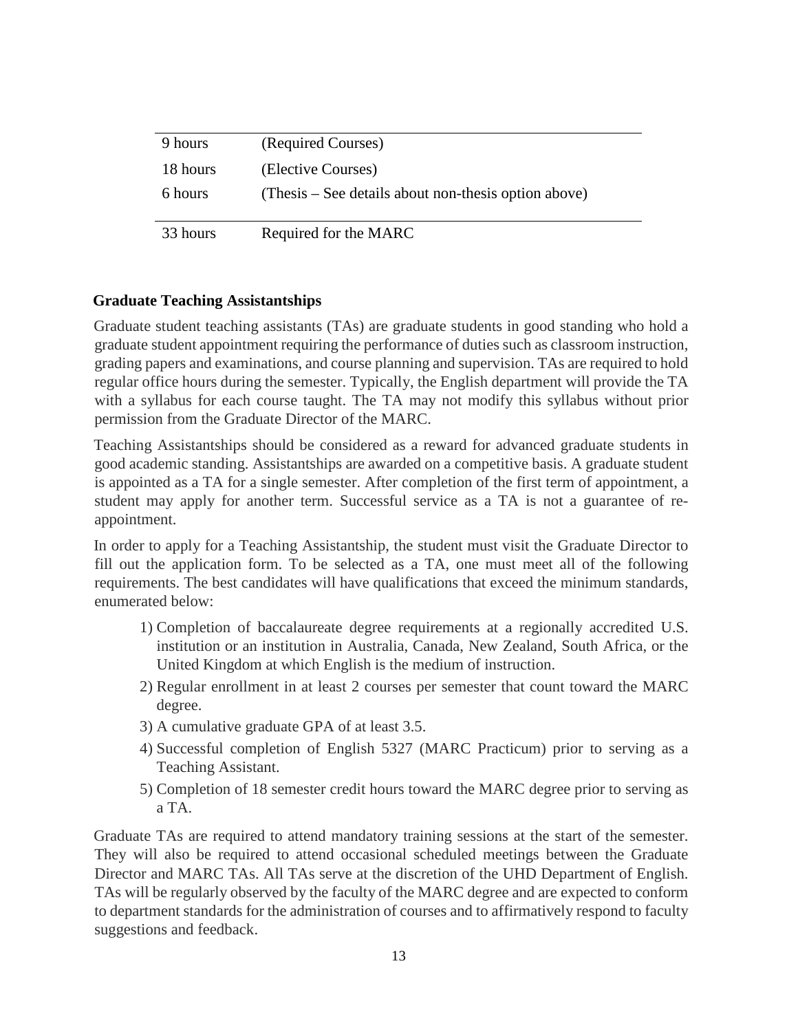| | |
|---|---|
| 9 hours | (Required Courses) |
| 18 hours | (Elective Courses) |
| 6 hours | (Thesis – See details about non-thesis option above) |
| 33 hours | Required for the MARC |

### Graduate Teaching Assistantships

Graduate student teaching assistants (TAs) are graduate students in good standing who hold a graduate student appointment requiring the performance of duties such as classroom instruction, grading papers and examinations, and course planning and supervision. TAs are required to hold regular office hours during the semester. Typically, the English department will provide the TA with a syllabus for each course taught. The TA may not modify this syllabus without prior permission from the Graduate Director of the MARC.

Teaching Assistantships should be considered as a reward for advanced graduate students in good academic standing. Assistantships are awarded on a competitive basis. A graduate student is appointed as a TA for a single semester. After completion of the first term of appointment, a student may apply for another term. Successful service as a TA is not a guarantee of re-appointment.

In order to apply for a Teaching Assistantship, the student must visit the Graduate Director to fill out the application form. To be selected as a TA, one must meet all of the following requirements. The best candidates will have qualifications that exceed the minimum standards, enumerated below:

1) Completion of baccalaureate degree requirements at a regionally accredited U.S. institution or an institution in Australia, Canada, New Zealand, South Africa, or the United Kingdom at which English is the medium of instruction.
2) Regular enrollment in at least 2 courses per semester that count toward the MARC degree.
3) A cumulative graduate GPA of at least 3.5.
4) Successful completion of English 5327 (MARC Practicum) prior to serving as a Teaching Assistant.
5) Completion of 18 semester credit hours toward the MARC degree prior to serving as a TA.

Graduate TAs are required to attend mandatory training sessions at the start of the semester. They will also be required to attend occasional scheduled meetings between the Graduate Director and MARC TAs. All TAs serve at the discretion of the UHD Department of English. TAs will be regularly observed by the faculty of the MARC degree and are expected to conform to department standards for the administration of courses and to affirmatively respond to faculty suggestions and feedback.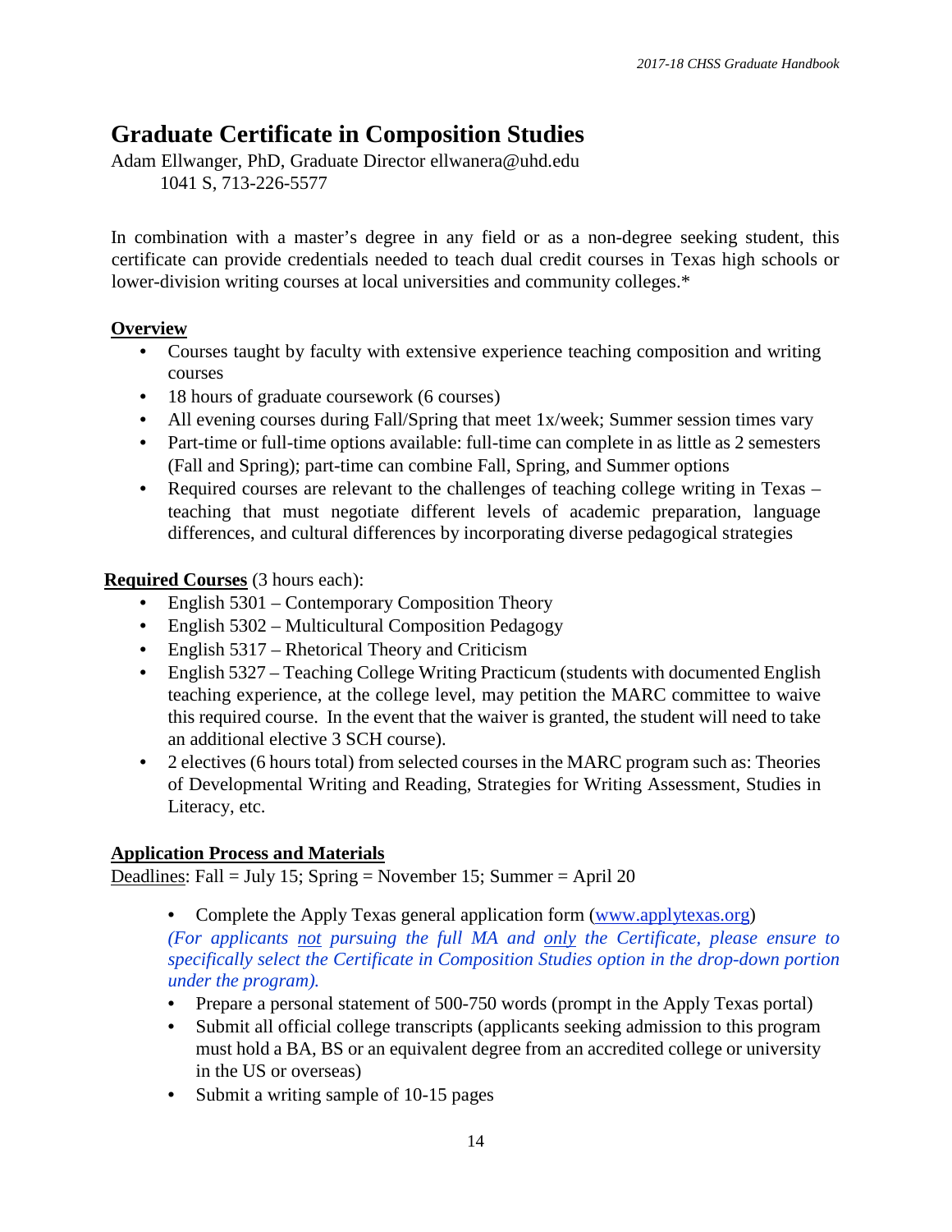# Graduate Certificate in Composition Studies

Adam Ellwanger, PhD, Graduate Director ellwanera@uhd.edu
1041 S, 713-226-5577

In combination with a master's degree in any field or as a non-degree seeking student, this certificate can provide credentials needed to teach dual credit courses in Texas high schools or lower-division writing courses at local universities and community colleges.*

**Overview**

- Courses taught by faculty with extensive experience teaching composition and writing courses
- 18 hours of graduate coursework (6 courses)
- All evening courses during Fall/Spring that meet 1x/week; Summer session times vary
- Part-time or full-time options available: full-time can complete in as little as 2 semesters (Fall and Spring); part-time can combine Fall, Spring, and Summer options
- Required courses are relevant to the challenges of teaching college writing in Texas – teaching that must negotiate different levels of academic preparation, language differences, and cultural differences by incorporating diverse pedagogical strategies

**Required Courses** (3 hours each):

- English 5301 – Contemporary Composition Theory
- English 5302 – Multicultural Composition Pedagogy
- English 5317 – Rhetorical Theory and Criticism
- English 5327 – Teaching College Writing Practicum (students with documented English teaching experience, at the college level, may petition the MARC committee to waive this required course. In the event that the waiver is granted, the student will need to take an additional elective 3 SCH course).
- 2 electives (6 hours total) from selected courses in the MARC program such as: Theories of Developmental Writing and Reading, Strategies for Writing Assessment, Studies in Literacy, etc.

**Application Process and Materials**

Deadlines: Fall = July 15; Spring = November 15; Summer = April 20

- Complete the Apply Texas general application form (www.applytexas.org)
  *(For applicants not pursuing the full MA and only the Certificate, please ensure to specifically select the Certificate in Composition Studies option in the drop-down portion under the program).*
- Prepare a personal statement of 500-750 words (prompt in the Apply Texas portal)
- Submit all official college transcripts (applicants seeking admission to this program must hold a BA, BS or an equivalent degree from an accredited college or university in the US or overseas)
- Submit a writing sample of 10-15 pages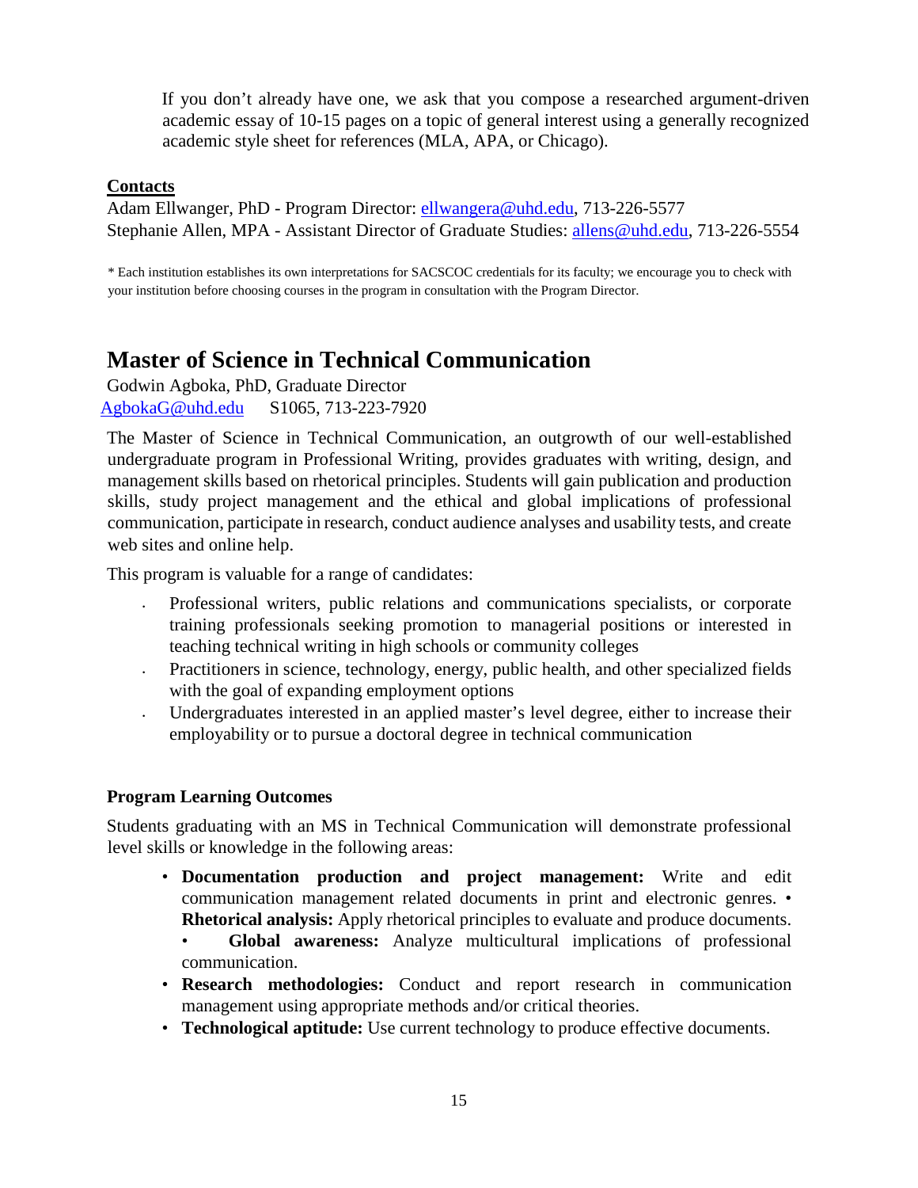If you don't already have one, we ask that you compose a researched argument-driven academic essay of 10-15 pages on a topic of general interest using a generally recognized academic style sheet for references (MLA, APA, or Chicago).

**Contacts**

Adam Ellwanger, PhD - Program Director: ellwangera@uhd.edu, 713-226-5577
Stephanie Allen, MPA - Assistant Director of Graduate Studies: allens@uhd.edu, 713-226-5554

\* Each institution establishes its own interpretations for SACSCOC credentials for its faculty; we encourage you to check with your institution before choosing courses in the program in consultation with the Program Director.

## Master of Science in Technical Communication

Godwin Agboka, PhD, Graduate Director
AgbokaG@uhd.edu S1065, 713-223-7920

The Master of Science in Technical Communication, an outgrowth of our well-established undergraduate program in Professional Writing, provides graduates with writing, design, and management skills based on rhetorical principles. Students will gain publication and production skills, study project management and the ethical and global implications of professional communication, participate in research, conduct audience analyses and usability tests, and create web sites and online help.

This program is valuable for a range of candidates:

- Professional writers, public relations and communications specialists, or corporate training professionals seeking promotion to managerial positions or interested in teaching technical writing in high schools or community colleges
- Practitioners in science, technology, energy, public health, and other specialized fields with the goal of expanding employment options
- Undergraduates interested in an applied master's level degree, either to increase their employability or to pursue a doctoral degree in technical communication

**Program Learning Outcomes**

Students graduating with an MS in Technical Communication will demonstrate professional level skills or knowledge in the following areas:

- **Documentation production and project management:** Write and edit communication management related documents in print and electronic genres.
- **Rhetorical analysis:** Apply rhetorical principles to evaluate and produce documents.
- **Global awareness:** Analyze multicultural implications of professional communication.
- **Research methodologies:** Conduct and report research in communication management using appropriate methods and/or critical theories.
- **Technological aptitude:** Use current technology to produce effective documents.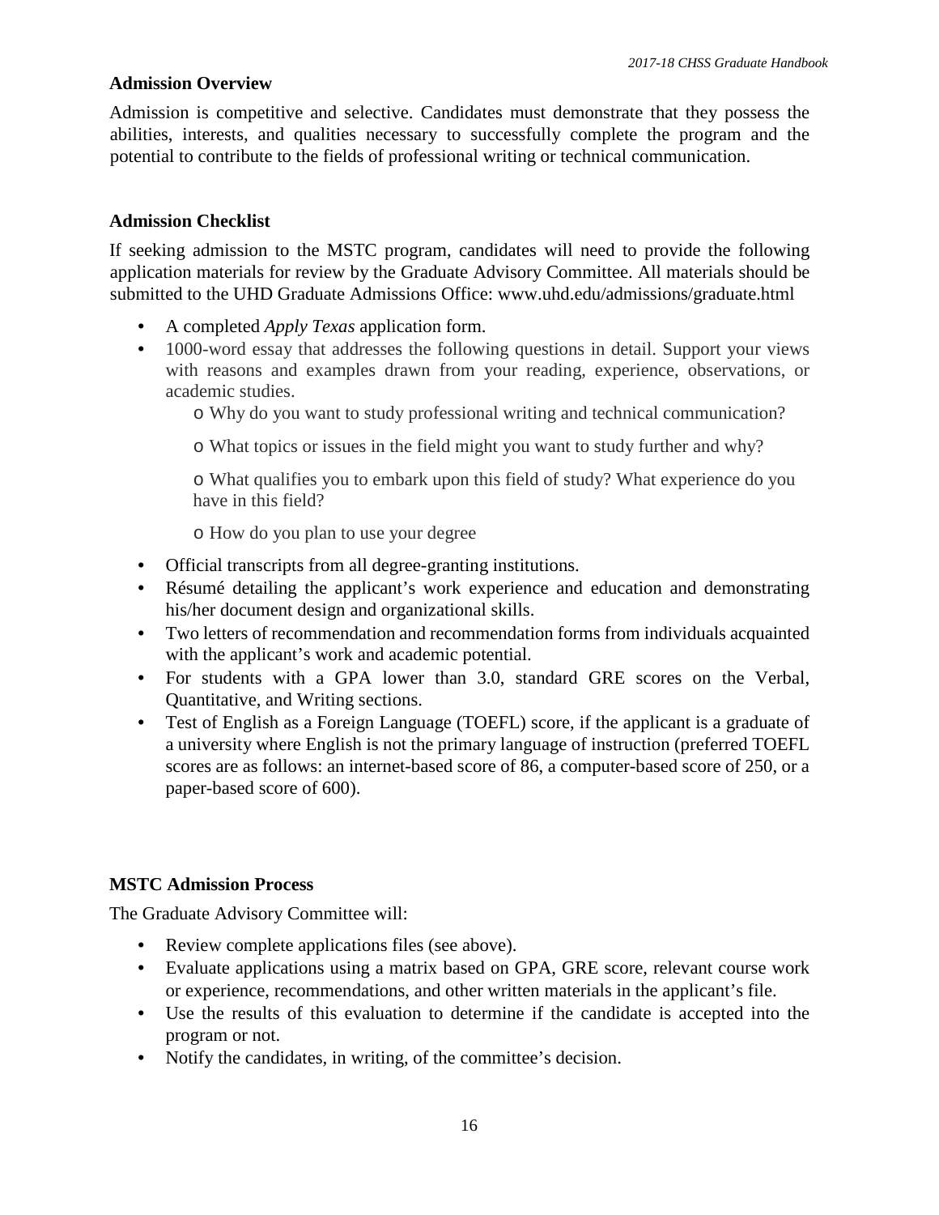### Admission Overview

Admission is competitive and selective. Candidates must demonstrate that they possess the abilities, interests, and qualities necessary to successfully complete the program and the potential to contribute to the fields of professional writing or technical communication.

### Admission Checklist

If seeking admission to the MSTC program, candidates will need to provide the following application materials for review by the Graduate Advisory Committee. All materials should be submitted to the UHD Graduate Admissions Office: www.uhd.edu/admissions/graduate.html

- A completed *Apply Texas* application form.
- 1000-word essay that addresses the following questions in detail. Support your views with reasons and examples drawn from your reading, experience, observations, or academic studies.
  - Why do you want to study professional writing and technical communication?
  - What topics or issues in the field might you want to study further and why?
  - What qualifies you to embark upon this field of study? What experience do you have in this field?
  - How do you plan to use your degree
- Official transcripts from all degree-granting institutions.
- Résumé detailing the applicant's work experience and education and demonstrating his/her document design and organizational skills.
- Two letters of recommendation and recommendation forms from individuals acquainted with the applicant's work and academic potential.
- For students with a GPA lower than 3.0, standard GRE scores on the Verbal, Quantitative, and Writing sections.
- Test of English as a Foreign Language (TOEFL) score, if the applicant is a graduate of a university where English is not the primary language of instruction (preferred TOEFL scores are as follows: an internet-based score of 86, a computer-based score of 250, or a paper-based score of 600).

### MSTC Admission Process

The Graduate Advisory Committee will:

- Review complete applications files (see above).
- Evaluate applications using a matrix based on GPA, GRE score, relevant course work or experience, recommendations, and other written materials in the applicant's file.
- Use the results of this evaluation to determine if the candidate is accepted into the program or not.
- Notify the candidates, in writing, of the committee's decision.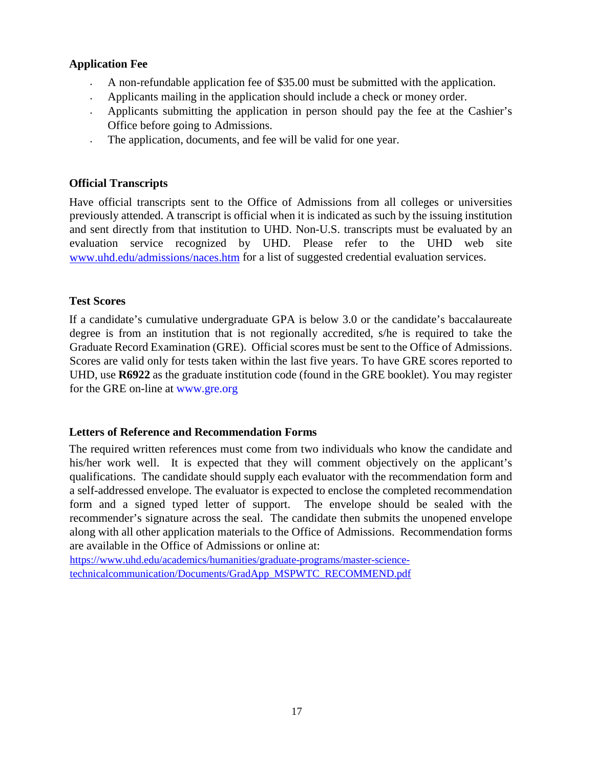### Application Fee

- A non-refundable application fee of $35.00 must be submitted with the application.
- Applicants mailing in the application should include a check or money order.
- Applicants submitting the application in person should pay the fee at the Cashier's Office before going to Admissions.
- The application, documents, and fee will be valid for one year.

### Official Transcripts

Have official transcripts sent to the Office of Admissions from all colleges or universities previously attended. A transcript is official when it is indicated as such by the issuing institution and sent directly from that institution to UHD. Non-U.S. transcripts must be evaluated by an evaluation service recognized by UHD. Please refer to the UHD web site www.uhd.edu/admissions/naces.htm for a list of suggested credential evaluation services.

### Test Scores

If a candidate's cumulative undergraduate GPA is below 3.0 or the candidate's baccalaureate degree is from an institution that is not regionally accredited, s/he is required to take the Graduate Record Examination (GRE). Official scores must be sent to the Office of Admissions. Scores are valid only for tests taken within the last five years. To have GRE scores reported to UHD, use **R6922** as the graduate institution code (found in the GRE booklet). You may register for the GRE on-line at www.gre.org

### Letters of Reference and Recommendation Forms

The required written references must come from two individuals who know the candidate and his/her work well. It is expected that they will comment objectively on the applicant's qualifications. The candidate should supply each evaluator with the recommendation form and a self-addressed envelope. The evaluator is expected to enclose the completed recommendation form and a signed typed letter of support. The envelope should be sealed with the recommender's signature across the seal. The candidate then submits the unopened envelope along with all other application materials to the Office of Admissions. Recommendation forms are available in the Office of Admissions or online at:
https://www.uhd.edu/academics/humanities/graduate-programs/master-science-technicalcommunication/Documents/GradApp_MSPWTC_RECOMMEND.pdf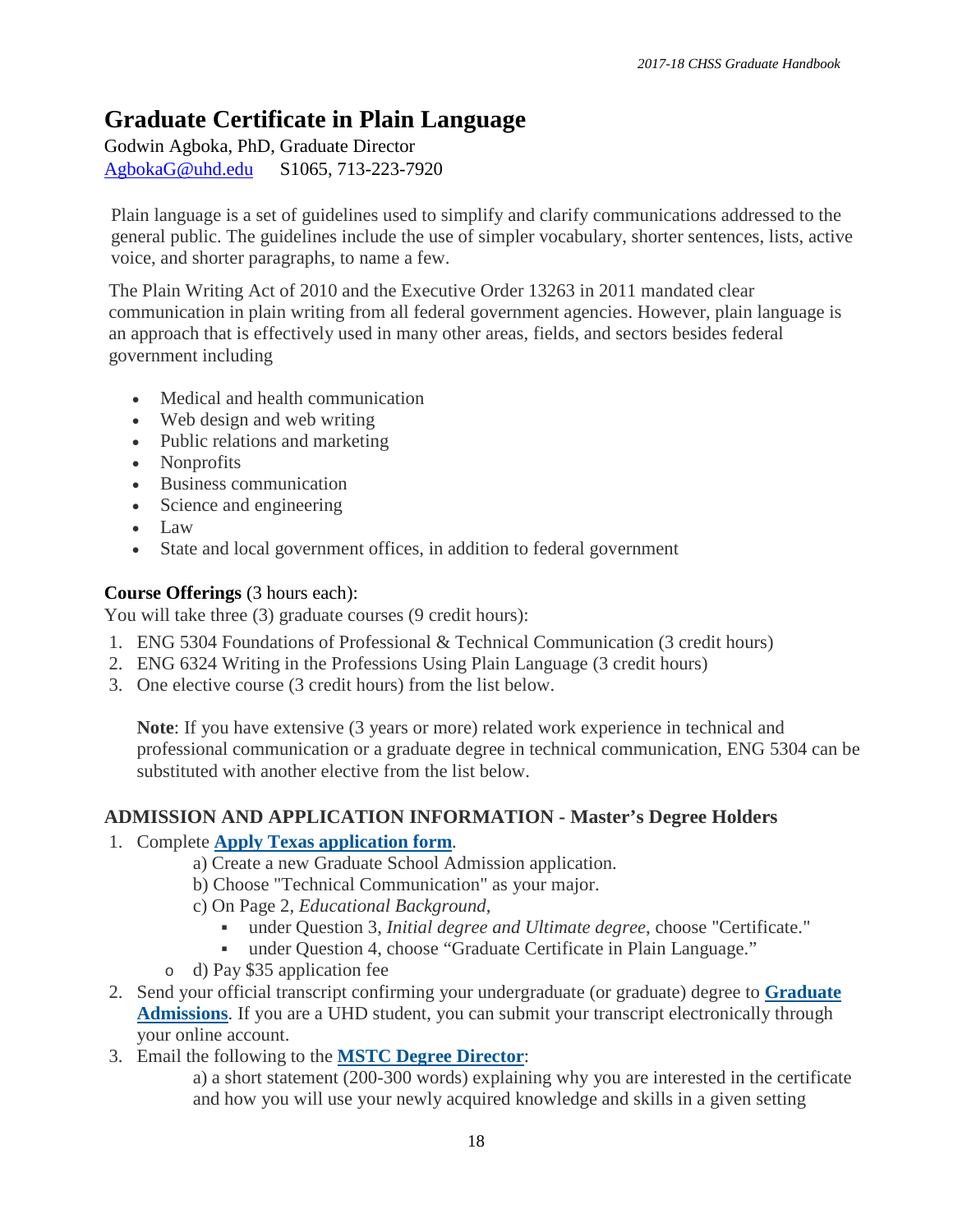# Graduate Certificate in Plain Language

Godwin Agboka, PhD, Graduate Director
AgbokaG@uhd.edu S1065, 713-223-7920

Plain language is a set of guidelines used to simplify and clarify communications addressed to the general public. The guidelines include the use of simpler vocabulary, shorter sentences, lists, active voice, and shorter paragraphs, to name a few.

The Plain Writing Act of 2010 and the Executive Order 13263 in 2011 mandated clear communication in plain writing from all federal government agencies. However, plain language is an approach that is effectively used in many other areas, fields, and sectors besides federal government including

- Medical and health communication
- Web design and web writing
- Public relations and marketing
- Nonprofits
- Business communication
- Science and engineering
- Law
- State and local government offices, in addition to federal government

**Course Offerings** (3 hours each):
You will take three (3) graduate courses (9 credit hours):

1. ENG 5304 Foundations of Professional & Technical Communication (3 credit hours)
2. ENG 6324 Writing in the Professions Using Plain Language (3 credit hours)
3. One elective course (3 credit hours) from the list below.

   **Note**: If you have extensive (3 years or more) related work experience in technical and professional communication or a graduate degree in technical communication, ENG 5304 can be substituted with another elective from the list below.

### ADMISSION AND APPLICATION INFORMATION - Master's Degree Holders

1. Complete **Apply Texas application form**.
   a) Create a new Graduate School Admission application.
   b) Choose "Technical Communication" as your major.
   c) On Page 2, *Educational Background*,
      - under Question 3, *Initial degree and Ultimate degree*, choose "Certificate."
      - under Question 4, choose "Graduate Certificate in Plain Language."
   - d) Pay $35 application fee
2. Send your official transcript confirming your undergraduate (or graduate) degree to **Graduate Admissions**. If you are a UHD student, you can submit your transcript electronically through your online account.
3. Email the following to the **MSTC Degree Director**:
   a) a short statement (200-300 words) explaining why you are interested in the certificate and how you will use your newly acquired knowledge and skills in a given setting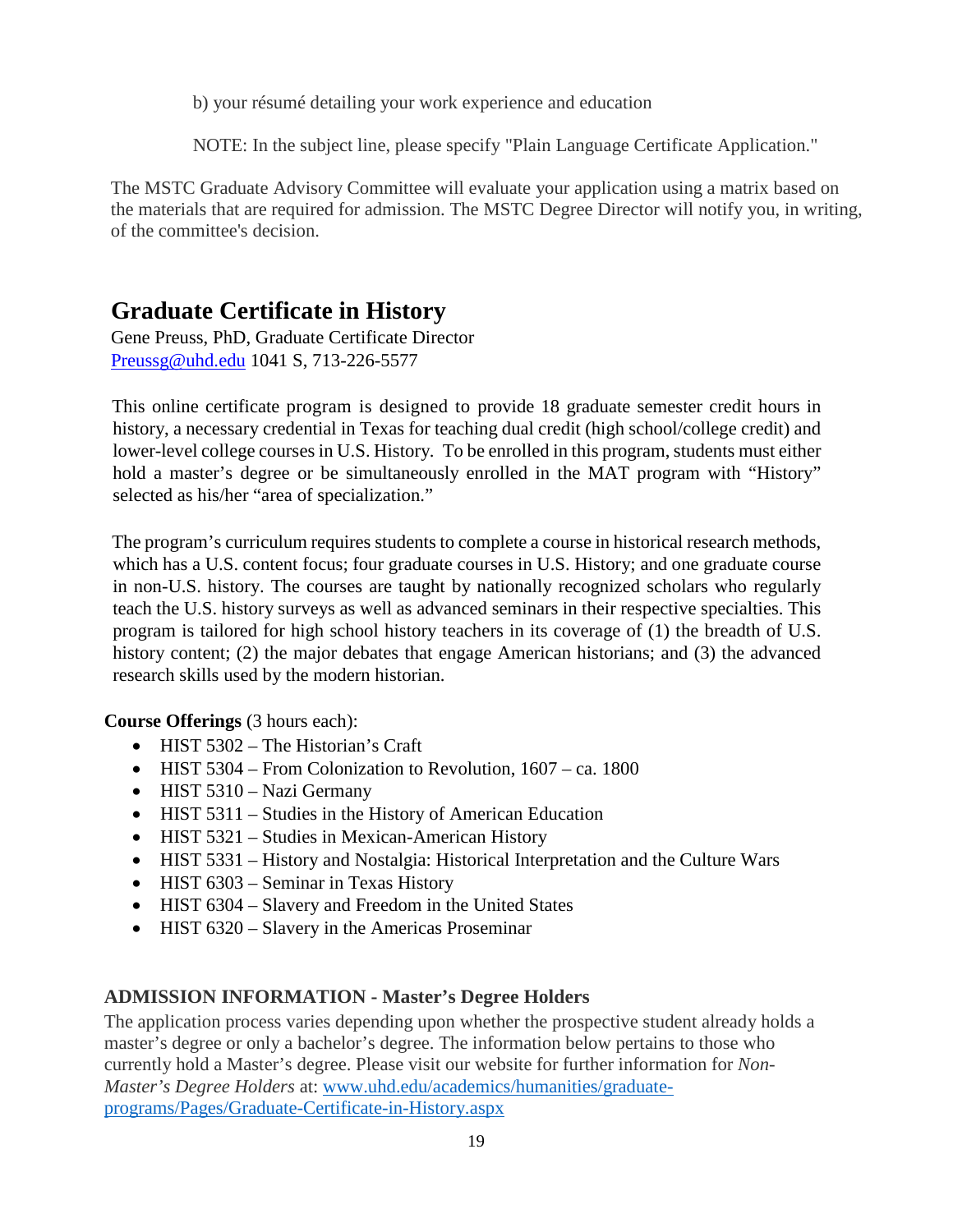b) your résumé detailing your work experience and education

NOTE: In the subject line, please specify "Plain Language Certificate Application."

The MSTC Graduate Advisory Committee will evaluate your application using a matrix based on the materials that are required for admission. The MSTC Degree Director will notify you, in writing, of the committee's decision.

## Graduate Certificate in History

Gene Preuss, PhD, Graduate Certificate Director
[Preussg@uhd.edu](mailto:Preussg@uhd.edu) 1041 S, 713-226-5577

This online certificate program is designed to provide 18 graduate semester credit hours in history, a necessary credential in Texas for teaching dual credit (high school/college credit) and lower-level college courses in U.S. History. To be enrolled in this program, students must either hold a master's degree or be simultaneously enrolled in the MAT program with "History" selected as his/her "area of specialization."

The program's curriculum requires students to complete a course in historical research methods, which has a U.S. content focus; four graduate courses in U.S. History; and one graduate course in non-U.S. history. The courses are taught by nationally recognized scholars who regularly teach the U.S. history surveys as well as advanced seminars in their respective specialties. This program is tailored for high school history teachers in its coverage of (1) the breadth of U.S. history content; (2) the major debates that engage American historians; and (3) the advanced research skills used by the modern historian.

**Course Offerings** (3 hours each):

- HIST 5302 – The Historian's Craft
- HIST 5304 – From Colonization to Revolution, 1607 – ca. 1800
- HIST 5310 – Nazi Germany
- HIST 5311 – Studies in the History of American Education
- HIST 5321 – Studies in Mexican-American History
- HIST 5331 – History and Nostalgia: Historical Interpretation and the Culture Wars
- HIST 6303 – Seminar in Texas History
- HIST 6304 – Slavery and Freedom in the United States
- HIST 6320 – Slavery in the Americas Proseminar

### ADMISSION INFORMATION - Master's Degree Holders

The application process varies depending upon whether the prospective student already holds a master's degree or only a bachelor's degree. The information below pertains to those who currently hold a Master's degree. Please visit our website for further information for *Non-Master's Degree Holders* at: [www.uhd.edu/academics/humanities/graduate-programs/Pages/Graduate-Certificate-in-History.aspx](www.uhd.edu/academics/humanities/graduate-programs/Pages/Graduate-Certificate-in-History.aspx)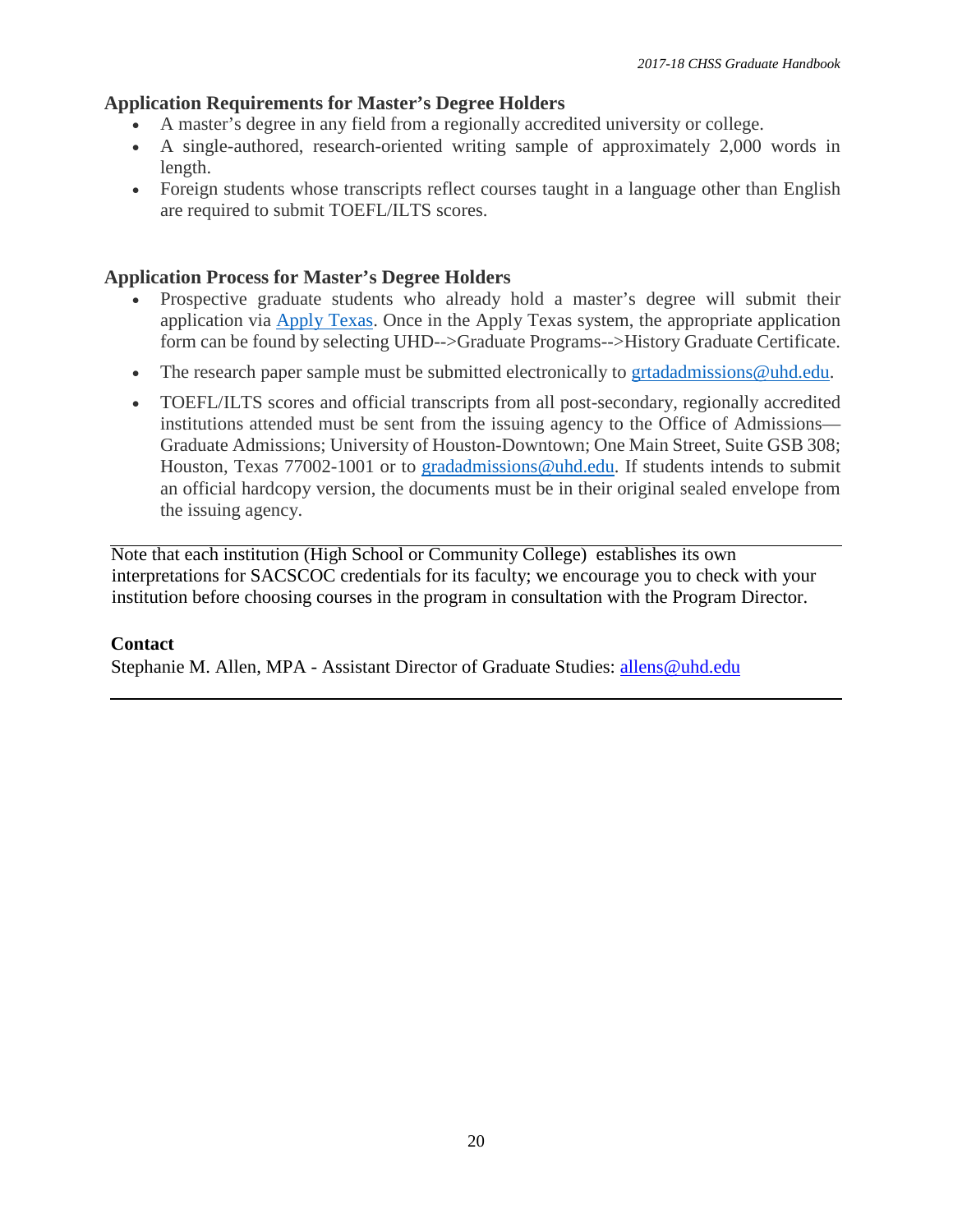### Application Requirements for Master's Degree Holders

- A master's degree in any field from a regionally accredited university or college.
- A single-authored, research-oriented writing sample of approximately 2,000 words in length.
- Foreign students whose transcripts reflect courses taught in a language other than English are required to submit TOEFL/ILTS scores.

### Application Process for Master's Degree Holders

- Prospective graduate students who already hold a master's degree will submit their application via Apply Texas. Once in the Apply Texas system, the appropriate application form can be found by selecting UHD-->Graduate Programs-->History Graduate Certificate.
- The research paper sample must be submitted electronically to grtadadmissions@uhd.edu.
- TOEFL/ILTS scores and official transcripts from all post-secondary, regionally accredited institutions attended must be sent from the issuing agency to the Office of Admissions—Graduate Admissions; University of Houston-Downtown; One Main Street, Suite GSB 308; Houston, Texas 77002-1001 or to gradadmissions@uhd.edu. If students intends to submit an official hardcopy version, the documents must be in their original sealed envelope from the issuing agency.

---

Note that each institution (High School or Community College) establishes its own interpretations for SACSCOC credentials for its faculty; we encourage you to check with your institution before choosing courses in the program in consultation with the Program Director.

**Contact**

Stephanie M. Allen, MPA - Assistant Director of Graduate Studies: allens@uhd.edu

---